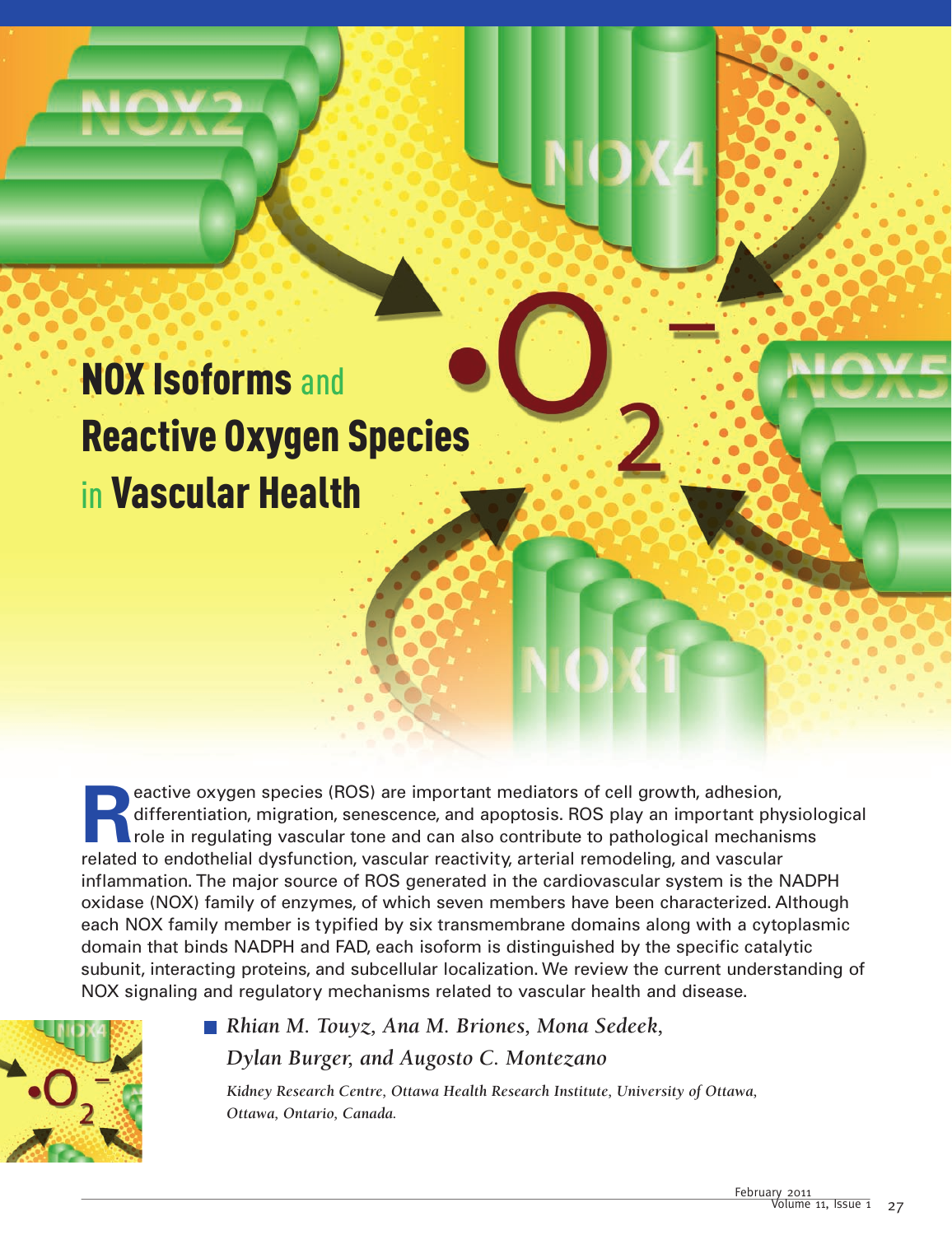# NOX Isoforms and Reactive Oxygen Species in Vascular Health

Reactive oxygen species (ROS) are important mediators of cell growth, adhesion, differentiation, migration, senescence, and apoptosis. ROS play an important physiological role in regulating vascular tone and can also contribute to pathological mechanisms related to endothelial dysfunction, vascular reactivity, arterial remodeling, and vascular inflammation. The major source of ROS generated in the cardiovascular system is the NADPH oxidase (NOX) family of enzymes, of which seven members have been characterized. Although each NOX family member is typified by six transmembrane domains along with a cytoplasmic domain that binds NADPH and FAD, each isoform is distinguished by the specific catalytic subunit, interacting proteins, and subcellular localization. We review the current understanding of NOX signaling and regulatory mechanisms related to vascular health and disease.

*Rhian M. Touyz, Ana M. Briones, Mona Sedeek, Dylan Burger, and Augosto C. Montezano*

*Kidney Research Centre, Ottawa Health Research Institute, University of Ottawa, Ottawa, Ontario, Canada.*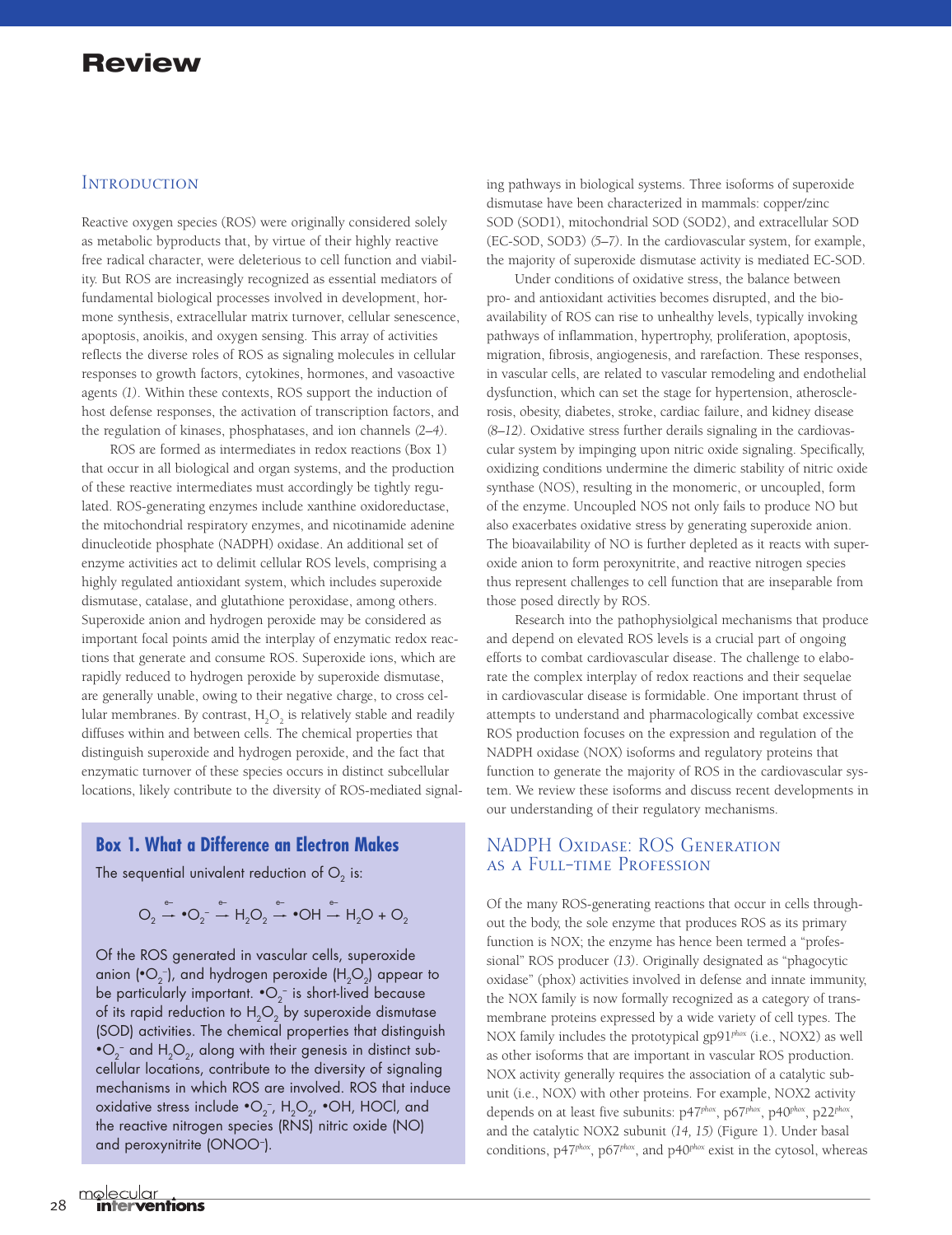# Review

## Introduction

Reactive oxygen species (ROS) were originally considered solely as metabolic byproducts that, by virtue of their highly reactive free radical character, were deleterious to cell function and viability. But ROS are increasingly recognized as essential mediators of fundamental biological processes involved in development, hormone synthesis, extracellular matrix turnover, cellular senescence, apoptosis, anoikis, and oxygen sensing. This array of activities reflects the diverse roles of ROS as signaling molecules in cellular responses to growth factors, cytokines, hormones, and vasoactive agents *(1)*. Within these contexts, ROS support the induction of host defense responses, the activation of transcription factors, and the regulation of kinases, phosphatases, and ion channels *(2–4)*.

ROS are formed as intermediates in redox reactions (Box 1) that occur in all biological and organ systems, and the production of these reactive intermediates must accordingly be tightly regulated. ROS-generating enzymes include xanthine oxidoreductase, the mitochondrial respiratory enzymes, and nicotinamide adenine dinucleotide phosphate (NADPH) oxidase. An additional set of enzyme activities act to delimit cellular ROS levels, comprising a highly regulated antioxidant system, which includes superoxide dismutase, catalase, and glutathione peroxidase, among others. Superoxide anion and hydrogen peroxide may be considered as important focal points amid the interplay of enzymatic redox reactions that generate and consume ROS. Superoxide ions, which are rapidly reduced to hydrogen peroxide by superoxide dismutase, are generally unable, owing to their negative charge, to cross cellular membranes. By contrast, $H_2O_2$ is relatively stable and readily diffuses within and between cells. The chemical properties that distinguish superoxide and hydrogen peroxide, and the fact that enzymatic turnover of these species occurs in distinct subcellular locations, likely contribute to the diversity of ROS-mediated signaling pathways in biological systems. Three isoforms of superoxide dismutase have been characterized in mammals: copper/zinc SOD (SOD1), mitochondrial SOD (SOD2), and extracellular SOD (EC-SOD, SOD3) *(5–7)*. In the cardiovascular system, for example, the majority of superoxide dismutase activity is mediated EC-SOD.

Under conditions of oxidative stress, the balance between pro- and antioxidant activities becomes disrupted, and the bioavailability of ROS can rise to unhealthy levels, typically invoking pathways of inflammation, hypertrophy, proliferation, apoptosis, migration, fibrosis, angiogenesis, and rarefaction. These responses, in vascular cells, are related to vascular remodeling and endothelial dysfunction, which can set the stage for hypertension, atherosclerosis, obesity, diabetes, stroke, cardiac failure, and kidney disease *(8–12)*. Oxidative stress further derails signaling in the cardiovascular system by impinging upon nitric oxide signaling. Specifically, oxidizing conditions undermine the dimeric stability of nitric oxide synthase (NOS), resulting in the monomeric, or uncoupled, form of the enzyme. Uncoupled NOS not only fails to produce NO but also exacerbates oxidative stress by generating superoxide anion. The bioavailability of NO is further depleted as it reacts with superoxide anion to form peroxynitrite, and reactive nitrogen species thus represent challenges to cell function that are inseparable from those posed directly by ROS.

Research into the pathophysiolgical mechanisms that produce and depend on elevated ROS levels is a crucial part of ongoing efforts to combat cardiovascular disease. The challenge to elaborate the complex interplay of redox reactions and their sequelae in cardiovascular disease is formidable. One important thrust of attempts to understand and pharmacologically combat excessive ROS production focuses on the expression and regulation of the NADPH oxidase (NOX) isoforms and regulatory proteins that function to generate the majority of ROS in the cardiovascular system. We review these isoforms and discuss recent developments in our understanding of their regulatory mechanisms.

> **Box 1. What a Difference an Electron Makes**
>
> The sequential univalent reduction of $O_2$ is:
>
> $$O_2 \xrightarrow{e^-} \bullet O_2^- \xrightarrow{e^-} H_2O_2 \xrightarrow{e^-} \bullet OH \xrightarrow{e^-} H_2O + O_2$$
>
> Of the ROS generated in vascular cells, superoxide anion ($\bullet O_2^-$), and hydrogen peroxide ($H_2O_2$) appear to be particularly important. $\bullet O_2^-$ is short-lived because of its rapid reduction to $H_2O_2$ by superoxide dismutase (SOD) activities. The chemical properties that distinguish $\bullet O_2^-$ and $H_2O_2$, along with their genesis in distinct subcellular locations, contribute to the diversity of signaling mechanisms in which ROS are involved. ROS that induce oxidative stress include $\bullet O_2^-$, $H_2O_2$, $\bullet OH$, HOCl, and the reactive nitrogen species (RNS) nitric oxide (NO) and peroxynitrite ($ONOO^-$).

## NADPH Oxidase: ROS Generation as a Full-time Profession

Of the many ROS-generating reactions that occur in cells throughout the body, the sole enzyme that produces ROS as its primary function is NOX; the enzyme has hence been termed a "professional" ROS producer *(13)*. Originally designated as "phagocytic oxidase" (phox) activities involved in defense and innate immunity, the NOX family is now formally recognized as a category of transmembrane proteins expressed by a wide variety of cell types. The NOX family includes the prototypical gp91*phox* (i.e., NOX2) as well as other isoforms that are important in vascular ROS production. NOX activity generally requires the association of a catalytic subunit (i.e., NOX) with other proteins. For example, NOX2 activity depends on at least five subunits: p47*phox*, p67*phox*, p40*phox*, p22*phox*, and the catalytic NOX2 subunit *(14, 15)* (Figure 1). Under basal conditions, p47*phox*, p67*phox*, and p40*phox* exist in the cytosol, whereas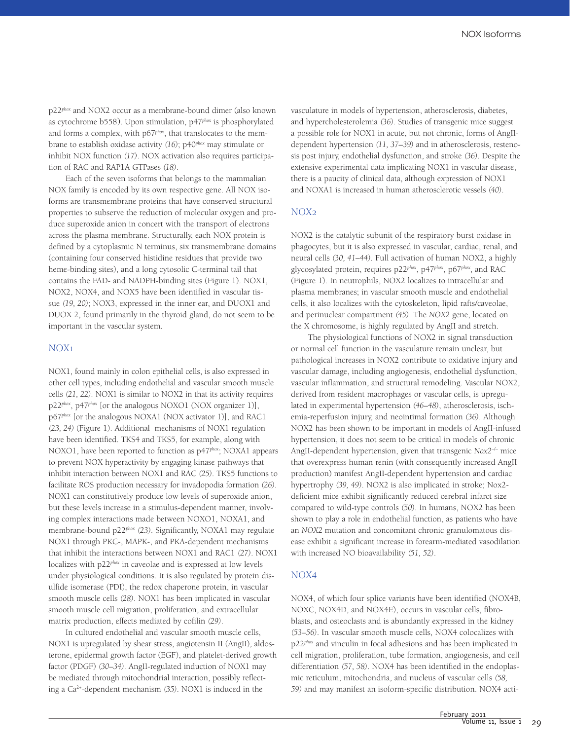p22*phox* and NOX2 occur as a membrane-bound dimer (also known as cytochrome b558). Upon stimulation, p47*phox* is phosphorylated and forms a complex, with p67*phox*, that translocates to the membrane to establish oxidase activity *(16)*; p40*phox* may stimulate or inhibit NOX function *(17)*. NOX activation also requires participation of RAC and RAP1A GTPases *(18)*.

Each of the seven isoforms that belongs to the mammalian NOX family is encoded by its own respective gene. All NOX isoforms are transmembrane proteins that have conserved structural properties to subserve the reduction of molecular oxygen and produce superoxide anion in concert with the transport of electrons across the plasma membrane. Structurally, each NOX protein is defined by a cytoplasmic N terminus, six transmembrane domains (containing four conserved histidine residues that provide two heme-binding sites), and a long cytosolic C-terminal tail that contains the FAD- and NADPH-binding sites (Figure 1). NOX1, NOX2, NOX4, and NOX5 have been identified in vascular tissue *(19, 20)*; NOX3, expressed in the inner ear, and DUOX1 and DUOX 2, found primarily in the thyroid gland, do not seem to be important in the vascular system.

## NOX1

NOX1, found mainly in colon epithelial cells, is also expressed in other cell types, including endothelial and vascular smooth muscle cells *(21, 22)*. NOX1 is similar to NOX2 in that its activity requires p22*phox*, p47*phox* [or the analogous NOXO1 (NOX organizer 1)], p67*phox* [or the analogous NOXA1 (NOX activator 1)], and RAC1 *(23, 24)* (Figure 1). Additional mechanisms of NOX1 regulation have been identified. TKS4 and TKS5, for example, along with NOXO1, have been reported to function as p47*phox*; NOXA1 appears to prevent NOX hyperactivity by engaging kinase pathways that inhibit interaction between NOX1 and RAC *(25)*. TKS5 functions to facilitate ROS production necessary for invadopodia formation *(26)*. NOX1 can constitutively produce low levels of superoxide anion, but these levels increase in a stimulus-dependent manner, involving complex interactions made between NOXO1, NOXA1, and membrane-bound p22*phox* *(23)*. Significantly, NOXA1 may regulate NOX1 through PKC-, MAPK-, and PKA-dependent mechanisms that inhibit the interactions between NOX1 and RAC1 *(27)*. NOX1 localizes with p22*phox* in caveolae and is expressed at low levels under physiological conditions. It is also regulated by protein disulfide isomerase (PDI), the redox chaperone protein, in vascular smooth muscle cells *(28)*. NOX1 has been implicated in vascular smooth muscle cell migration, proliferation, and extracellular matrix production, effects mediated by cofilin *(29)*.

In cultured endothelial and vascular smooth muscle cells, NOX1 is upregulated by shear stress, angiotensin II (AngII), aldosterone, epidermal growth factor (EGF), and platelet-derived growth factor (PDGF) *(30–34)*. AngII-regulated induction of NOX1 may be mediated through mitochondrial interaction, possibly reflecting a $Ca^{2+}$-dependent mechanism *(35)*. NOX1 is induced in the vasculature in models of hypertension, atherosclerosis, diabetes, and hypercholesterolemia *(36)*. Studies of transgenic mice suggest a possible role for NOX1 in acute, but not chronic, forms of AngII-dependent hypertension *(11, 37–39)* and in atherosclerosis, restenosis post injury, endothelial dysfunction, and stroke *(36)*. Despite the extensive experimental data implicating NOX1 in vascular disease, there is a paucity of clinical data, although expression of NOX1 and NOXA1 is increased in human atherosclerotic vessels *(40)*.

## NOX2

NOX2 is the catalytic subunit of the respiratory burst oxidase in phagocytes, but it is also expressed in vascular, cardiac, renal, and neural cells *(30, 41–44)*. Full activation of human NOX2, a highly glycosylated protein, requires p22*phox*, p47*phox*, p67*phox*, and RAC (Figure 1). In neutrophils, NOX2 localizes to intracellular and plasma membranes; in vascular smooth muscle and endothelial cells, it also localizes with the cytoskeleton, lipid rafts/caveolae, and perinuclear compartment *(45)*. The *NOX2* gene, located on the X chromosome, is highly regulated by AngII and stretch.

The physiological functions of NOX2 in signal transduction or normal cell function in the vasculature remain unclear, but pathological increases in NOX2 contribute to oxidative injury and vascular damage, including angiogenesis, endothelial dysfunction, vascular inflammation, and structural remodeling. Vascular NOX2, derived from resident macrophages or vascular cells, is upregulated in experimental hypertension *(46–48)*, atherosclerosis, ischemia-reperfusion injury, and neointimal formation *(36)*. Although NOX2 has been shown to be important in models of AngII-infused hypertension, it does not seem to be critical in models of chronic AngII-dependent hypertension, given that transgenic *Nox2*$^{-/-}$ mice that overexpress human renin (with consequently increased AngII production) manifest AngII-dependent hypertension and cardiac hypertrophy *(39, 49)*. NOX2 is also implicated in stroke; Nox2-deficient mice exhibit significantly reduced cerebral infarct size compared to wild-type controls *(50)*. In humans, NOX2 has been shown to play a role in endothelial function, as patients who have an *NOX2* mutation and concomitant chronic granulomatous disease exhibit a significant increase in forearm-mediated vasodilation with increased NO bioavailability *(51, 52)*.

## NOX4

NOX4, of which four splice variants have been identified (NOX4B, NOXC, NOX4D, and NOX4E), occurs in vascular cells, fibroblasts, and osteoclasts and is abundantly expressed in the kidney *(53–56)*. In vascular smooth muscle cells, NOX4 colocalizes with p22*phox* and vinculin in focal adhesions and has been implicated in cell migration, proliferation, tube formation, angiogenesis, and cell differentiation *(57, 58)*. NOX4 has been identified in the endoplasmic reticulum, mitochondria, and nucleus of vascular cells *(58, 59)* and may manifest an isoform-specific distribution. NOX4 acti-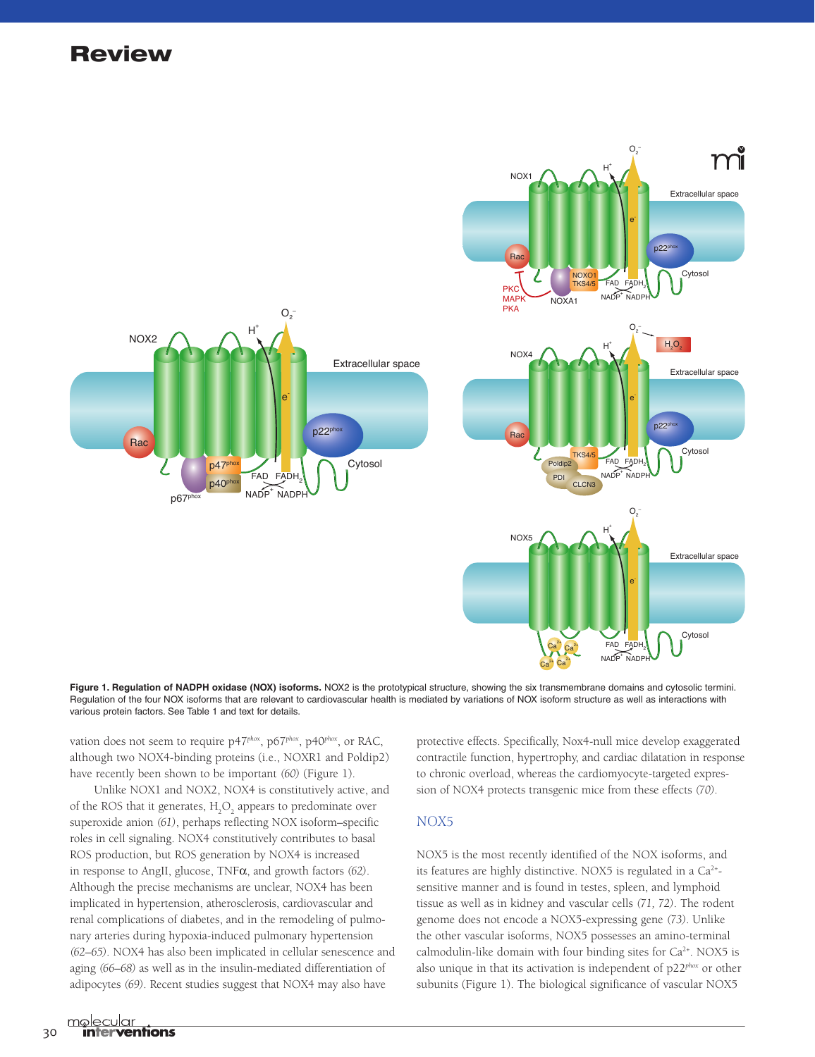**Figure 1. Regulation of NADPH oxidase (NOX) isoforms.** NOX2 is the prototypical structure, showing the six transmembrane domains and cytosolic termini. Regulation of the four NOX isoforms that are relevant to cardiovascular health is mediated by variations of NOX isoform structure as well as interactions with various protein factors. See Table 1 and text for details.

vation does not seem to require p47*phox*, p67*phox*, p40*phox*, or RAC, although two NOX4-binding proteins (i.e., NOXR1 and Poldip2) have recently been shown to be important *(60)* (Figure 1).

Unlike NOX1 and NOX2, NOX4 is constitutively active, and of the ROS that it generates, $H_2O_2$ appears to predominate over superoxide anion *(61)*, perhaps reflecting NOX isoform–specific roles in cell signaling. NOX4 constitutively contributes to basal ROS production, but ROS generation by NOX4 is increased in response to AngII, glucose, TNFα, and growth factors *(62)*. Although the precise mechanisms are unclear, NOX4 has been implicated in hypertension, atherosclerosis, cardiovascular and renal complications of diabetes, and in the remodeling of pulmonary arteries during hypoxia-induced pulmonary hypertension *(62–65)*. NOX4 has also been implicated in cellular senescence and aging *(66–68)* as well as in the insulin-mediated differentiation of adipocytes *(69)*. Recent studies suggest that NOX4 may also have protective effects. Specifically, Nox4-null mice develop exaggerated contractile function, hypertrophy, and cardiac dilatation in response to chronic overload, whereas the cardiomyocyte-targeted expression of NOX4 protects transgenic mice from these effects *(70)*.

## NOX5

NOX5 is the most recently identified of the NOX isoforms, and its features are highly distinctive. NOX5 is regulated in a $Ca^{2+}$-sensitive manner and is found in testes, spleen, and lymphoid tissue as well as in kidney and vascular cells *(71, 72)*. The rodent genome does not encode a NOX5-expressing gene *(73)*. Unlike the other vascular isoforms, NOX5 possesses an amino-terminal calmodulin-like domain with four binding sites for $Ca^{2+}$. NOX5 is also unique in that its activation is independent of p22*phox* or other subunits (Figure 1). The biological significance of vascular NOX5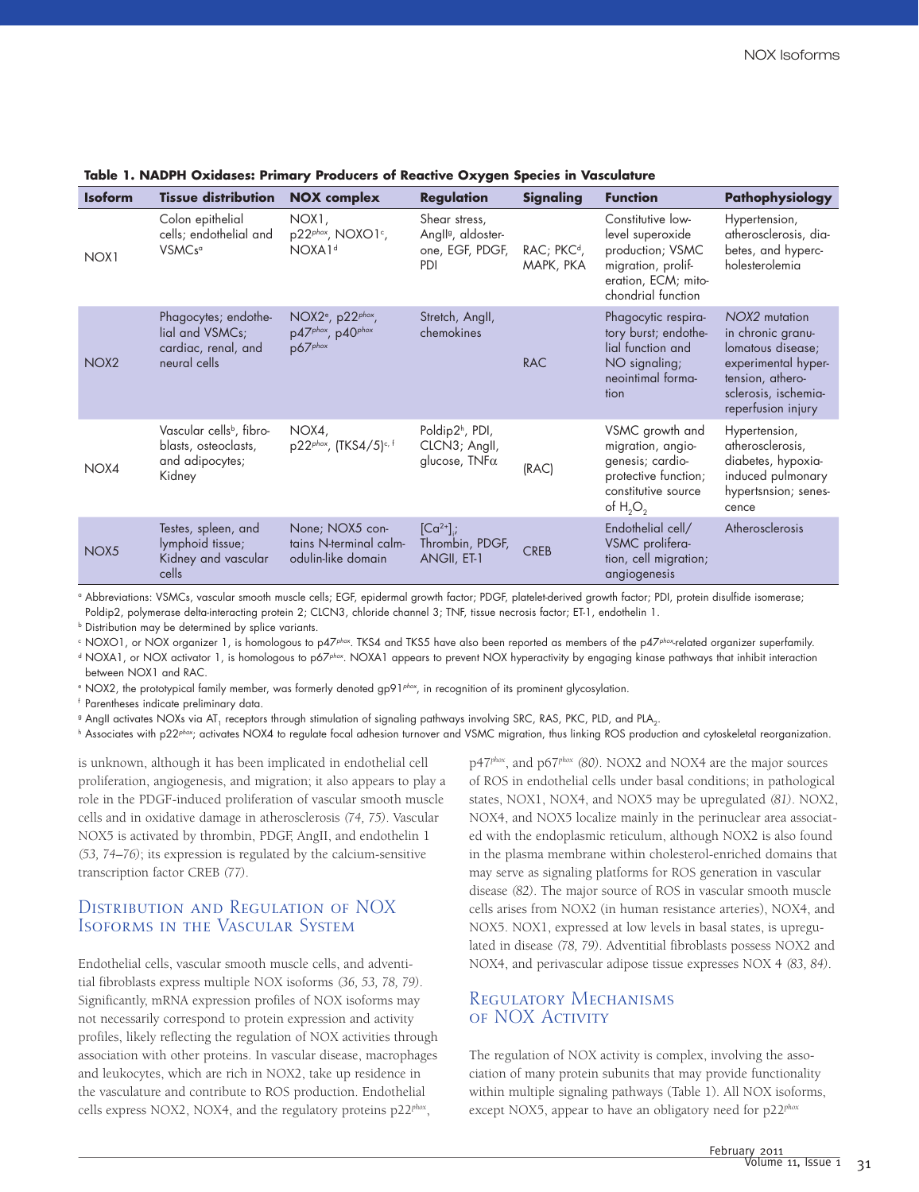**Table 1. NADPH Oxidases: Primary Producers of Reactive Oxygen Species in Vasculature**

| Isoform | Tissue distribution | NOX complex | Regulation | Signaling | Function | Pathophysiology |
|---|---|---|---|---|---|---|
| NOX1 | Colon epithelial cells; endothelial and VSMCs[a] | NOX1, p22*phox*, NOXO1[c], NOXA1[d] | Shear stress, AngII[g], aldosterone, EGF, PDGF, PDI | RAC; PKC[d], MAPK, PKA | Constitutive low-level superoxide production; VSMC migration, proliferation, ECM; mitochondrial function | Hypertension, atherosclerosis, diabetes, and hypercholesterolemia |
| NOX2 | Phagocytes; endothelial and VSMCs; cardiac, renal, and neural cells | NOX2[e], p22*phox*, p47*phox*, p40*phox* p67*phox* | Stretch, AngII, chemokines | RAC | Phagocytic respiratory burst; endothelial function and NO signaling; neointimal formation | *NOX2* mutation in chronic granulomatous disease; experimental hypertension, atherosclerosis, ischemia-reperfusion injury |
| NOX4 | Vascular cells[b], fibroblasts, osteoclasts, and adipocytes; Kidney | NOX4, p22*phox*, (TKS4/5)[c, f] | Poldip2[h], PDI, CLCN3; AngII, glucose, TNFα | (RAC) | VSMC growth and migration, angiogenesis; cardioprotective function; constitutive source of $H_2O_2$ | Hypertension, atherosclerosis, diabetes, hypoxia-induced pulmonary hypertsnsion; senescence |
| NOX5 | Testes, spleen, and lymphoid tissue; Kidney and vascular cells | None; NOX5 contains N-terminal calmodulin-like domain | $[Ca^{2+}]_i$; Thrombin, PDGF, ANGII, ET-1 | CREB | Endothelial cell/ VSMC proliferation, cell migration; angiogenesis | Atherosclerosis |

[a] Abbreviations: VSMCs, vascular smooth muscle cells; EGF, epidermal growth factor; PDGF, platelet-derived growth factor; PDI, protein disulfide isomerase; Poldip2, polymerase delta-interacting protein 2; CLCN3, chloride channel 3; TNF, tissue necrosis factor; ET-1, endothelin 1.
[b] Distribution may be determined by splice variants.
[c] NOXO1, or NOX organizer 1, is homologous to p47*phox*. TKS4 and TKS5 have also been reported as members of the p47*phox*-related organizer superfamily.
[d] NOXA1, or NOX activator 1, is homologous to p67*phox*. NOXA1 appears to prevent NOX hyperactivity by engaging kinase pathways that inhibit interaction between NOX1 and RAC.
[e] NOX2, the prototypical family member, was formerly denoted gp91*phox*, in recognition of its prominent glycosylation.
[f] Parentheses indicate preliminary data.
[g] AngII activates NOXs via $AT_1$ receptors through stimulation of signaling pathways involving SRC, RAS, PKC, PLD, and $PLA_2$.
[h] Associates with p22*phox*; activates NOX4 to regulate focal adhesion turnover and VSMC migration, thus linking ROS production and cytoskeletal reorganization.

is unknown, although it has been implicated in endothelial cell proliferation, angiogenesis, and migration; it also appears to play a role in the PDGF-induced proliferation of vascular smooth muscle cells and in oxidative damage in atherosclerosis *(74, 75)*. Vascular NOX5 is activated by thrombin, PDGF, AngII, and endothelin 1 *(53, 74–76)*; its expression is regulated by the calcium-sensitive transcription factor CREB *(77)*.

## Distribution and Regulation of NOX Isoforms in the Vascular System

Endothelial cells, vascular smooth muscle cells, and adventitial fibroblasts express multiple NOX isoforms *(36, 53, 78, 79)*. Significantly, mRNA expression profiles of NOX isoforms may not necessarily correspond to protein expression and activity profiles, likely reflecting the regulation of NOX activities through association with other proteins. In vascular disease, macrophages and leukocytes, which are rich in NOX2, take up residence in the vasculature and contribute to ROS production. Endothelial cells express NOX2, NOX4, and the regulatory proteins p22*phox*, p47*phox*, and p67*phox* *(80)*. NOX2 and NOX4 are the major sources of ROS in endothelial cells under basal conditions; in pathological states, NOX1, NOX4, and NOX5 may be upregulated *(81)*. NOX2, NOX4, and NOX5 localize mainly in the perinuclear area associated with the endoplasmic reticulum, although NOX2 is also found in the plasma membrane within cholesterol-enriched domains that may serve as signaling platforms for ROS generation in vascular disease *(82)*. The major source of ROS in vascular smooth muscle cells arises from NOX2 (in human resistance arteries), NOX4, and NOX5. NOX1, expressed at low levels in basal states, is upregulated in disease *(78, 79)*. Adventitial fibroblasts possess NOX2 and NOX4, and perivascular adipose tissue expresses NOX 4 *(83, 84)*.

## Regulatory Mechanisms of NOX Activity

The regulation of NOX activity is complex, involving the association of many protein subunits that may provide functionality within multiple signaling pathways (Table 1). All NOX isoforms, except NOX5, appear to have an obligatory need for p22*phox*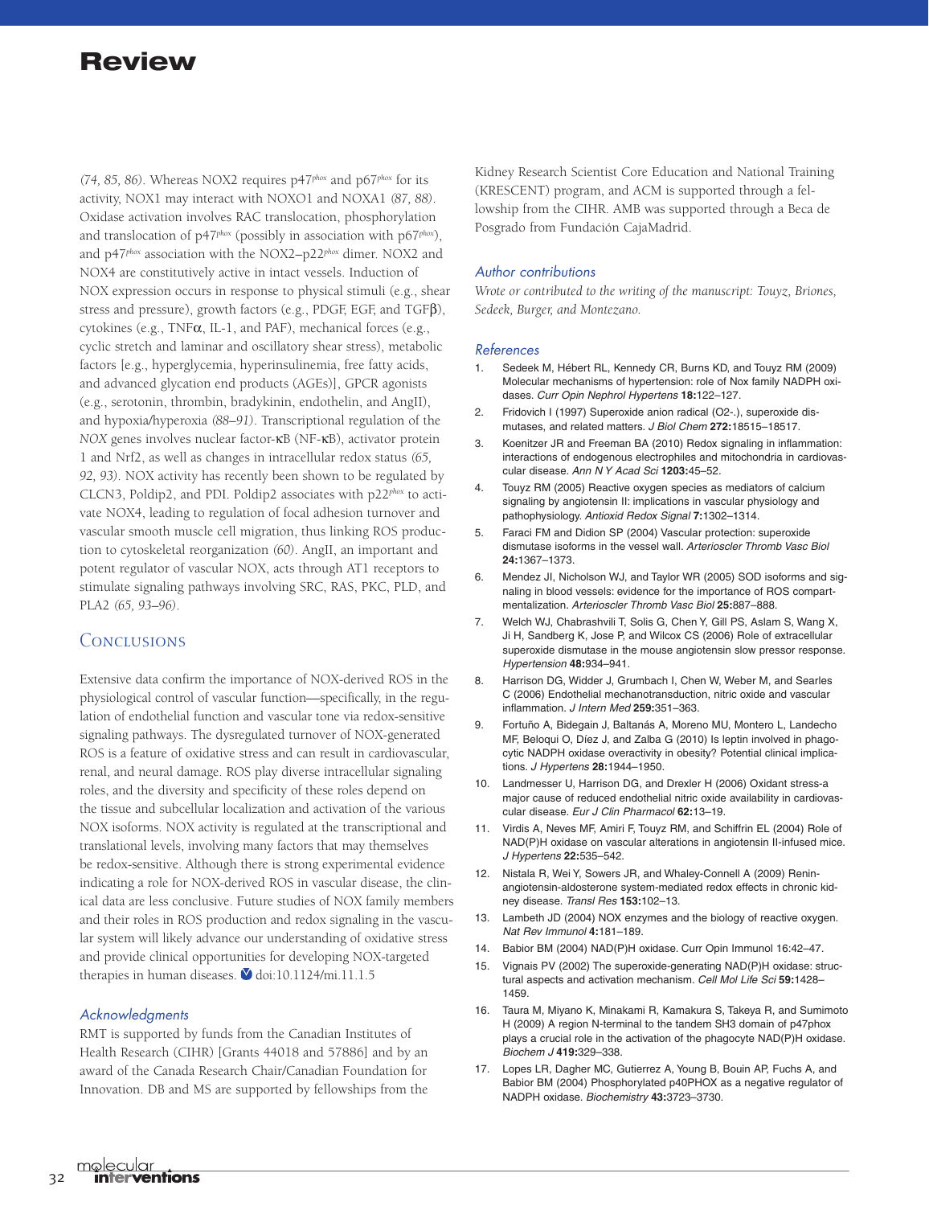*(74, 85, 86)*. Whereas NOX2 requires p47*phox* and p67*phox* for its activity, NOX1 may interact with NOXO1 and NOXA1 *(87, 88)*. Oxidase activation involves RAC translocation, phosphorylation and translocation of p47*phox* (possibly in association with p67*phox*), and p47*phox* association with the NOX2–p22*phox* dimer. NOX2 and NOX4 are constitutively active in intact vessels. Induction of NOX expression occurs in response to physical stimuli (e.g., shear stress and pressure), growth factors (e.g., PDGF, EGF, and TGFβ), cytokines (e.g., TNFα, IL-1, and PAF), mechanical forces (e.g., cyclic stretch and laminar and oscillatory shear stress), metabolic factors [e.g., hyperglycemia, hyperinsulinemia, free fatty acids, and advanced glycation end products (AGEs)], GPCR agonists (e.g., serotonin, thrombin, bradykinin, endothelin, and AngII), and hypoxia/hyperoxia *(88–91)*. Transcriptional regulation of the *NOX* genes involves nuclear factor-κB (NF-κB), activator protein 1 and Nrf2, as well as changes in intracellular redox status *(65, 92, 93)*. NOX activity has recently been shown to be regulated by CLCN3, Poldip2, and PDI. Poldip2 associates with p22*phox* to activate NOX4, leading to regulation of focal adhesion turnover and vascular smooth muscle cell migration, thus linking ROS production to cytoskeletal reorganization *(60)*. AngII, an important and potent regulator of vascular NOX, acts through AT1 receptors to stimulate signaling pathways involving SRC, RAS, PKC, PLD, and PLA2 *(65, 93–96)*.

## Conclusions

Extensive data confirm the importance of NOX-derived ROS in the physiological control of vascular function—specifically, in the regulation of endothelial function and vascular tone via redox-sensitive signaling pathways. The dysregulated turnover of NOX-generated ROS is a feature of oxidative stress and can result in cardiovascular, renal, and neural damage. ROS play diverse intracellular signaling roles, and the diversity and specificity of these roles depend on the tissue and subcellular localization and activation of the various NOX isoforms. NOX activity is regulated at the transcriptional and translational levels, involving many factors that may themselves be redox-sensitive. Although there is strong experimental evidence indicating a role for NOX-derived ROS in vascular disease, the clinical data are less conclusive. Future studies of NOX family members and their roles in ROS production and redox signaling in the vascular system will likely advance our understanding of oxidative stress and provide clinical opportunities for developing NOX-targeted therapies in human diseases. doi:10.1124/mi.11.1.5

### Acknowledgments

RMT is supported by funds from the Canadian Institutes of Health Research (CIHR) [Grants 44018 and 57886] and by an award of the Canada Research Chair/Canadian Foundation for Innovation. DB and MS are supported by fellowships from the Kidney Research Scientist Core Education and National Training (KRESCENT) program, and ACM is supported through a fellowship from the CIHR. AMB was supported through a Beca de Posgrado from Fundación CajaMadrid.

### Author contributions

*Wrote or contributed to the writing of the manuscript: Touyz, Briones, Sedeek, Burger, and Montezano.*

### References

1. Sedeek M, Hébert RL, Kennedy CR, Burns KD, and Touyz RM (2009) Molecular mechanisms of hypertension: role of Nox family NADPH oxidases. *Curr Opin Nephrol Hypertens* **18:**122–127.
2. Fridovich I (1997) Superoxide anion radical (O2-.), superoxide dismutases, and related matters. *J Biol Chem* **272:**18515–18517.
3. Koenitzer JR and Freeman BA (2010) Redox signaling in inflammation: interactions of endogenous electrophiles and mitochondria in cardiovascular disease. *Ann N Y Acad Sci* **1203:**45–52.
4. Touyz RM (2005) Reactive oxygen species as mediators of calcium signaling by angiotensin II: implications in vascular physiology and pathophysiology. *Antioxid Redox Signal* **7:**1302–1314.
5. Faraci FM and Didion SP (2004) Vascular protection: superoxide dismutase isoforms in the vessel wall. *Arterioscler Thromb Vasc Biol* **24:**1367–1373.
6. Mendez JI, Nicholson WJ, and Taylor WR (2005) SOD isoforms and signaling in blood vessels: evidence for the importance of ROS compartmentalization. *Arterioscler Thromb Vasc Biol* **25:**887–888.
7. Welch WJ, Chabrashvili T, Solis G, Chen Y, Gill PS, Aslam S, Wang X, Ji H, Sandberg K, Jose P, and Wilcox CS (2006) Role of extracellular superoxide dismutase in the mouse angiotensin slow pressor response. *Hypertension* **48:**934–941.
8. Harrison DG, Widder J, Grumbach I, Chen W, Weber M, and Searles C (2006) Endothelial mechanotransduction, nitric oxide and vascular inflammation. *J Intern Med* **259:**351–363.
9. Fortuño A, Bidegain J, Baltanás A, Moreno MU, Montero L, Landecho MF, Beloqui O, Díez J, and Zalba G (2010) Is leptin involved in phagocytic NADPH oxidase overactivity in obesity? Potential clinical implications. *J Hypertens* **28:**1944–1950.
10. Landmesser U, Harrison DG, and Drexler H (2006) Oxidant stress-a major cause of reduced endothelial nitric oxide availability in cardiovascular disease. *Eur J Clin Pharmacol* **62:**13–19.
11. Virdis A, Neves MF, Amiri F, Touyz RM, and Schiffrin EL (2004) Role of NAD(P)H oxidase on vascular alterations in angiotensin II-infused mice. *J Hypertens* **22:**535–542.
12. Nistala R, Wei Y, Sowers JR, and Whaley-Connell A (2009) Renin-angiotensin-aldosterone system-mediated redox effects in chronic kidney disease. *Transl Res* **153:**102–13.
13. Lambeth JD (2004) NOX enzymes and the biology of reactive oxygen. *Nat Rev Immunol* **4:**181–189.
14. Babior BM (2004) NAD(P)H oxidase. Curr Opin Immunol 16:42–47.
15. Vignais PV (2002) The superoxide-generating NAD(P)H oxidase: structural aspects and activation mechanism. *Cell Mol Life Sci* **59:**1428–1459.
16. Taura M, Miyano K, Minakami R, Kamakura S, Takeya R, and Sumimoto H (2009) A region N-terminal to the tandem SH3 domain of p47phox plays a crucial role in the activation of the phagocyte NAD(P)H oxidase. *Biochem J* **419:**329–338.
17. Lopes LR, Dagher MC, Gutierrez A, Young B, Bouin AP, Fuchs A, and Babior BM (2004) Phosphorylated p40PHOX as a negative regulator of NADPH oxidase. *Biochemistry* **43:**3723–3730.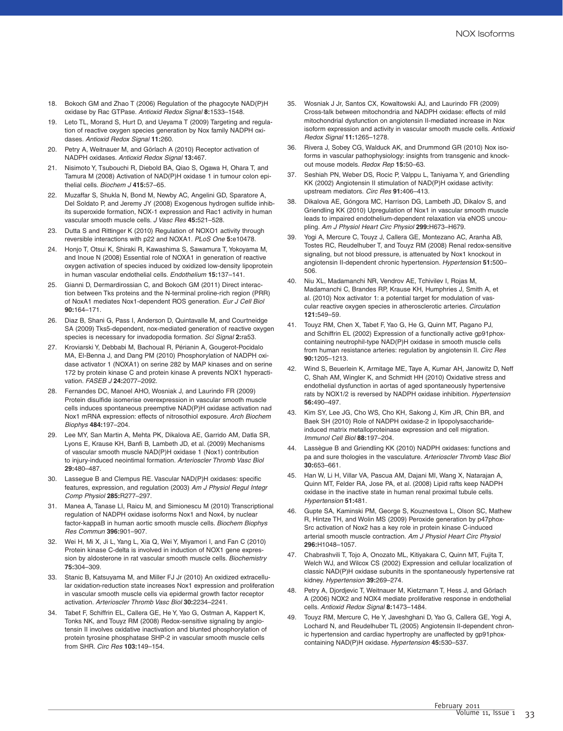18. Bokoch GM and Zhao T (2006) Regulation of the phagocyte NAD(P)H oxidase by Rac GTPase. *Antioxid Redox Signal* **8:**1533–1548.
19. Leto TL, Morand S, Hurt D, and Ueyama T (2009) Targeting and regulation of reactive oxygen species generation by Nox family NADPH oxidases. *Antioxid Redox Signal* **11:**260.
20. Petry A, Weitnauer M, and Görlach A (2010) Receptor activation of NADPH oxidases. *Antioxid Redox Signal* **13:**467.
21. Nisimoto Y, Tsubouchi R, Diebold BA, Qiao S, Ogawa H, Ohara T, and Tamura M (2008) Activation of NAD(P)H oxidase 1 in tumour colon epithelial cells. *Biochem J* **415:**57–65.
22. Muzaffar S, Shukla N, Bond M, Newby AC, Angelini GD, Sparatore A, Del Soldato P, and Jeremy JY (2008) Exogenous hydrogen sulfide inhibits superoxide formation, NOX-1 expression and Rac1 activity in human vascular smooth muscle cells. *J Vasc Res* **45:**521–528.
23. Dutta S and Rittinger K (2010) Regulation of NOXO1 activity through reversible interactions with p22 and NOXA1. *PLoS One* **5:**e10478.
24. Honjo T, Otsui K, Shiraki R, Kawashima S, Sawamura T, Yokoyama M, and Inoue N (2008) Essential role of NOXA1 in generation of reactive oxygen activation of species induced by oxidized low-density lipoprotein in human vascular endothelial cells. *Endothelium* **15:**137–141.
25. Gianni D, Dermardirossian C, and Bokoch GM (2011) Direct interaction between Tks proteins and the N-terminal proline-rich region (PRR) of NoxA1 mediates Nox1-dependent ROS generation. *Eur J Cell Biol* **90:**164–171.
26. Diaz B, Shani G, Pass I, Anderson D, Quintavalle M, and Courtneidge SA (2009) Tks5-dependent, nox-mediated generation of reactive oxygen species is necessary for invadopodia formation. *Sci Signal* **2:**ra53.
27. Kroviarski Y, Debbabi M, Bachoual R, Périanin A, Gougerot-Pocidalo MA, El-Benna J, and Dang PM (2010) Phosphorylation of NADPH oxidase activator 1 (NOXA1) on serine 282 by MAP kinases and on serine 172 by protein kinase C and protein kinase A prevents NOX1 hyperactivation. *FASEB J* **24:**2077–2092.
28. Fernandes DC, Manoel AHO, Wosniak J, and Laurindo FR (2009) Protein disulfide isomerise overexpression in vascular smooth muscle cells induces spontaneous preemptive NAD(P)H oxidase activation nad Nox1 mRNA expression: effects of nitrosothiol exposure. *Arch Biochem Biophys* **484:**197–204.
29. Lee MY, San Martin A, Mehta PK, Dikalova AE, Garrido AM, Datla SR, Lyons E, Krause KH, Banfi B, Lambeth JD, et al. (2009) Mechanisms of vascular smooth muscle NAD(P)H oxidase 1 (Nox1) contribution to injury-induced neointimal formation. *Arterioscler Thromb Vasc Biol* **29:**480–487.
30. Lassegue B and Clempus RE. Vascular NAD(P)H oxidases: specific features, expression, and regulation (2003) *Am J Physiol Regul Integr Comp Physiol* **285:**R277–297.
31. Manea A, Tanase LI, Raicu M, and Simionescu M (2010) Transcriptional regulation of NADPH oxidase isoforms Nox1 and Nox4, by nuclear factor-kappaB in human aortic smooth muscle cells. *Biochem Biophys Res Commun* **396:**901–907.
32. Wei H, Mi X, Ji L, Yang L, Xia Q, Wei Y, Miyamori I, and Fan C (2010) Protein kinase C-delta is involved in induction of NOX1 gene expression by aldosterone in rat vascular smooth muscle cells. *Biochemistry* **75:**304–309.
33. Stanic B, Katsuyama M, and Miller FJ Jr (2010) An oxidized extracellular oxidation-reduction state increases Nox1 expression and proliferation in vascular smooth muscle cells via epidermal growth factor receptor activation. *Arterioscler Thromb Vasc Biol* **30:**2234–2241.
34. Tabet F, Schiffrin EL, Callera GE, He Y, Yao G, Ostman A, Kappert K, Tonks NK, and Touyz RM (2008) Redox-sensitive signaling by angiotensin II involves oxidative inactivation and blunted phosphorylation of protein tyrosine phosphatase SHP-2 in vascular smooth muscle cells from SHR. *Circ Res* **103:**149–154.
35. Wosniak J Jr, Santos CX, Kowaltowski AJ, and Laurindo FR (2009) Cross-talk between mitochondria and NADPH oxidase: effects of mild mitochondrial dysfunction on angiotensin II-mediated increase in Nox isoform expression and activity in vascular smooth muscle cells. *Antioxid Redox Signal* **11:**1265–1278.
36. Rivera J, Sobey CG, Walduck AK, and Drummond GR (2010) Nox isoforms in vascular pathophysiology: insights from transgenic and knockout mouse models. *Redox Rep* **15:**50–63.
37. Seshiah PN, Weber DS, Rocic P, Valppu L, Taniyama Y, and Griendling KK (2002) Angiotensin II stimulation of NAD(P)H oxidase activity: upstream mediators. *Circ Res* **91:**406–413.
38. Dikalova AE, Góngora MC, Harrison DG, Lambeth JD, Dikalov S, and Griendling KK (2010) Upregulation of Nox1 in vascular smooth muscle leads to impaired endothelium-dependent relaxation via eNOS uncoupling. *Am J Physiol Heart Circ Physiol* **299:**H673–H679.
39. Yogi A, Mercure C, Touyz J, Callera GE, Montezano AC, Aranha AB, Tostes RC, Reudelhuber T, and Touyz RM (2008) Renal redox-sensitive signaling, but not blood pressure, is attenuated by Nox1 knockout in angiotensin II-dependent chronic hypertension. *Hypertension* **51:**500–506.
40. Niu XL, Madamanchi NR, Vendrov AE, Tchivilev I, Rojas M, Madamanchi C, Brandes RP, Krause KH, Humphries J, Smith A, et al. (2010) Nox activator 1: a potential target for modulation of vascular reactive oxygen species in atherosclerotic arteries. *Circulation* **121:**549–59.
41. Touyz RM, Chen X, Tabet F, Yao G, He G, Quinn MT, Pagano PJ, and Schiffrin EL (2002) Expression of a functionally active gp91phox-containing neutrophil-type NAD(P)H oxidase in smooth muscle cells from human resistance arteries: regulation by angiotensin II. *Circ Res* **90:**1205–1213.
42. Wind S, Beuerlein K, Armitage ME, Taye A, Kumar AH, Janowitz D, Neff C, Shah AM, Wingler K, and Schmidt HH (2010) Oxidative stress and endothelial dysfunction in aortas of aged spontaneously hypertensive rats by NOX1/2 is reversed by NADPH oxidase inhibition. *Hypertension* **56:**490–497.
43. Kim SY, Lee JG, Cho WS, Cho KH, Sakong J, Kim JR, Chin BR, and Baek SH (2010) Role of NADPH oxidase-2 in lipopolysaccharide-induced matrix metalloproteinase expression and cell migration. *Immunol Cell Biol* **88:**197–204.
44. Lassègue B and Griendling KK (2010) NADPH oxidases: functions and pa and sure thologies in the vasculature. *Arterioscler Thromb Vasc Biol* **30:**653–661.
45. Han W, Li H, Villar VA, Pascua AM, Dajani MI, Wang X, Natarajan A, Quinn MT, Felder RA, Jose PA, et al. (2008) Lipid rafts keep NADPH oxidase in the inactive state in human renal proximal tubule cells. *Hypertension* **51:**481.
46. Gupte SA, Kaminski PM, George S, Kouznestova L, Olson SC, Mathew R, Hintze TH, and Wolin MS (2009) Peroxide generation by p47phox-Src activation of Nox2 has a key role in protein kinase C-induced arterial smooth muscle contraction. *Am J Physiol Heart Circ Physiol* **296:**H1048–1057.
47. Chabrashvili T, Tojo A, Onozato ML, Kitiyakara C, Quinn MT, Fujita T, Welch WJ, and Wilcox CS (2002) Expression and cellular localization of classic NAD(P)H oxidase subunits in the spontaneously hypertensive rat kidney. *Hypertension* **39:**269–274.
48. Petry A, Djordjevic T, Weitnauer M, Kietzmann T, Hess J, and Görlach A (2006) NOX2 and NOX4 mediate proliferative response in endothelial cells. *Antioxid Redox Signal* **8:**1473–1484.
49. Touyz RM, Mercure C, He Y, Javeshghani D, Yao G, Callera GE, Yogi A, Lochard N, and Reudelhuber TL (2005) Angiotensin II-dependent chronic hypertension and cardiac hypertrophy are unaffected by gp91phox-containing NAD(P)H oxidase. *Hypertension* **45:**530–537.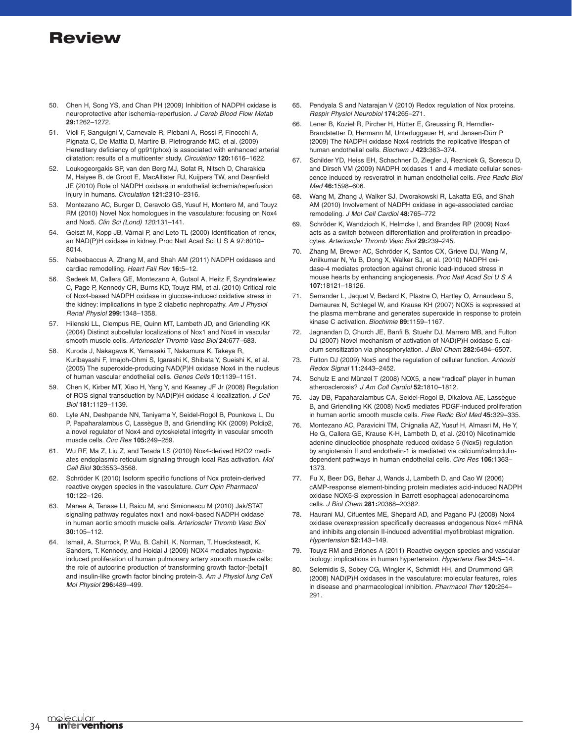50. Chen H, Song YS, and Chan PH (2009) Inhibition of NADPH oxidase is neuroprotective after ischemia-reperfusion. *J Cereb Blood Flow Metab* **29:**1262–1272.
51. Violi F, Sanguigni V, Carnevale R, Plebani A, Rossi P, Finocchi A, Pignata C, De Mattia D, Martire B, Pietrogrande MC, et al. (2009) Hereditary deficiency of gp91(phox) is associated with enhanced arterial dilatation: results of a multicenter study. *Circulation* **120:**1616–1622.
52. Loukogeorgakis SP, van den Berg MJ, Sofat R, Nitsch D, Charakida M, Haiyee B, de Groot E, MacAllister RJ, Kuijpers TW, and Deanfield JE (2010) Role of NADPH oxidase in endothelial ischemia/reperfusion injury in humans. *Circulation* **121:**2310–2316.
53. Montezano AC, Burger D, Ceravolo GS, Yusuf H, Montero M, and Touyz RM (2010) Novel Nox homologues in the vasculature: focusing on Nox4 and Nox5. *Clin Sci (Lond) 120:*131–141.
54. Geiszt M, Kopp JB, Várnai P, and Leto TL (2000) Identification of renox, an NAD(P)H oxidase in kidney. Proc Natl Acad Sci U S A 97:8010–8014.
55. Nabeebaccus A, Zhang M, and Shah AM (2011) NADPH oxidases and cardiac remodelling. *Heart Fail Rev* **16:**5–12.
56. Sedeek M, Callera GE, Montezano A, Gutsol A, Heitz F, Szyndralewiez C, Page P, Kennedy CR, Burns KD, Touyz RM, et al. (2010) Critical role of Nox4-based NADPH oxidase in glucose-induced oxidative stress in the kidney: implications in type 2 diabetic nephropathy. *Am J Physiol Renal Physiol* **299:**1348–1358.
57. Hilenski LL, Clempus RE, Quinn MT, Lambeth JD, and Griendling KK (2004) Distinct subcellular localizations of Nox1 and Nox4 in vascular smooth muscle cells. *Arterioscler Thromb Vasc Biol* **24:**677–683.
58. Kuroda J, Nakagawa K, Yamasaki T, Nakamura K, Takeya R, Kuribayashi F, Imajoh-Ohmi S, Igarashi K, Shibata Y, Sueishi K, et al. (2005) The superoxide-producing NAD(P)H oxidase Nox4 in the nucleus of human vascular endothelial cells. *Genes Cells* **10:**1139–1151.
59. Chen K, Kirber MT, Xiao H, Yang Y, and Keaney JF Jr (2008) Regulation of ROS signal transduction by NAD(P)H oxidase 4 localization. *J Cell Biol* **181:**1129–1139.
60. Lyle AN, Deshpande NN, Taniyama Y, Seidel-Rogol B, Pounkova L, Du P, Papaharalambus C, Lassègue B, and Griendling KK (2009) Poldip2, a novel regulator of Nox4 and cytoskeletal integrity in vascular smooth muscle cells. *Circ Res* **105:**249–259.
61. Wu RF, Ma Z, Liu Z, and Terada LS (2010) Nox4-derived H2O2 mediates endoplasmic reticulum signaling through local Ras activation. *Mol Cell Biol* **30:**3553–3568.
62. Schröder K (2010) Isoform specific functions of Nox protein-derived reactive oxygen species in the vasculature. *Curr Opin Pharmacol* **10:**122–126.
63. Manea A, Tanase LI, Raicu M, and Simionescu M (2010) Jak/STAT signaling pathway regulates nox1 and nox4-based NADPH oxidase in human aortic smooth muscle cells. *Arterioscler Thromb Vasc Biol* **30:**105–112.
64. Ismail, A. Sturrock, P. Wu, B. Cahill, K. Norman, T. Huecksteadt, K. Sanders, T. Kennedy, and Hoidal J (2009) NOX4 mediates hypoxia-induced proliferation of human pulmonary artery smooth muscle cells: the role of autocrine production of transforming growth factor-{beta}1 and insulin-like growth factor binding protein-3. *Am J Physiol lung Cell Mol Physiol* **296:**489–499.
65. Pendyala S and Natarajan V (2010) Redox regulation of Nox proteins. *Respir Physiol Neurobiol* **174:**265–271.
66. Lener B, Kozieł R, Pircher H, Hütter E, Greussing R, Herndler-Brandstetter D, Hermann M, Unterluggauer H, and Jansen-Dürr P (2009) The NADPH oxidase Nox4 restricts the replicative lifespan of human endothelial cells. *Biochem J* **423:**363–374.
67. Schilder YD, Heiss EH, Schachner D, Ziegler J, Reznicek G, Sorescu D, and Dirsch VM (2009) NADPH oxidases 1 and 4 mediate cellular senescence induced by resveratrol in human endothelial cells. *Free Radic Biol Med* **46:**1598–606.
68. Wang M, Zhang J, Walker SJ, Dworakowski R, Lakatta EG, and Shah AM (2010) Involvement of NADPH oxidase in age-associated cardiac remodeling. *J Mol Cell Cardiol* **48:**765–772
69. Schröder K, Wandzioch K, Helmcke I, and Brandes RP (2009) Nox4 acts as a switch between differentiation and proliferation in preadipocytes. *Arterioscler Thromb Vasc Biol* **29:**239–245.
70. Zhang M, Brewer AC, Schröder K, Santos CX, Grieve DJ, Wang M, Anilkumar N, Yu B, Dong X, Walker SJ, et al. (2010) NADPH oxidase-4 mediates protection against chronic load-induced stress in mouse hearts by enhancing angiogenesis. *Proc Natl Acad Sci U S A* **107:**18121–18126.
71. Serrander L, Jaquet V, Bedard K, Plastre O, Hartley O, Arnaudeau S, Demaurex N, Schlegel W, and Krause KH (2007) NOX5 is expressed at the plasma membrane and generates superoxide in response to protein kinase C activation. *Biochimie* **89:**1159–1167.
72. Jagnandan D, Church JE, Banfi B, Stuehr DJ, Marrero MB, and Fulton DJ (2007) Novel mechanism of activation of NAD(P)H oxidase 5. calcium sensitization via phosphorylation. *J Biol Chem* **282:**6494–6507.
73. Fulton DJ (2009) Nox5 and the regulation of cellular function. *Antioxid Redox Signal* **11:**2443–2452.
74. Schulz E and Münzel T (2008) NOX5, a new “radical” player in human atherosclerosis? *J Am Coll Cardiol* **52:**1810–1812.
75. Jay DB, Papaharalambus CA, Seidel-Rogol B, Dikalova AE, Lassègue B, and Griendling KK (2008) Nox5 mediates PDGF-induced proliferation in human aortic smooth muscle cells. *Free Radic Biol Med* **45:**329–335.
76. Montezano AC, Paravicini TM, Chignalia AZ, Yusuf H, Almasri M, He Y, He G, Callera GE, Krause K-H, Lambeth D, et al. (2010) Nicotinamide adenine dinucleotide phosphate reduced oxidase 5 (Nox5) regulation by angiotensin II and endothelin-1 is mediated via calcium/calmodulin-dependent pathways in human endothelial cells. *Circ Res* **106:**1363–1373.
77. Fu X, Beer DG, Behar J, Wands J, Lambeth D, and Cao W (2006) cAMP-response element-binding protein mediates acid-induced NADPH oxidase NOX5-S expression in Barrett esophageal adenocarcinoma cells. *J Biol Chem* **281:**20368–20382.
78. Haurani MJ, Cifuentes ME, Shepard AD, and Pagano PJ (2008) Nox4 oxidase overexpression specifically decreases endogenous Nox4 mRNA and inhibits angiotensin II-induced adventitial myofibroblast migration. *Hypertension* **52:**143–149.
79. Touyz RM and Briones A (2011) Reactive oxygen species and vascular biology: implications in human hypertension. *Hypertens Res* **34:**5–14.
80. Selemidis S, Sobey CG, Wingler K, Schmidt HH, and Drummond GR (2008) NAD(P)H oxidases in the vasculature: molecular features, roles in disease and pharmacological inhibition. *Pharmacol Ther* **120:**254–291.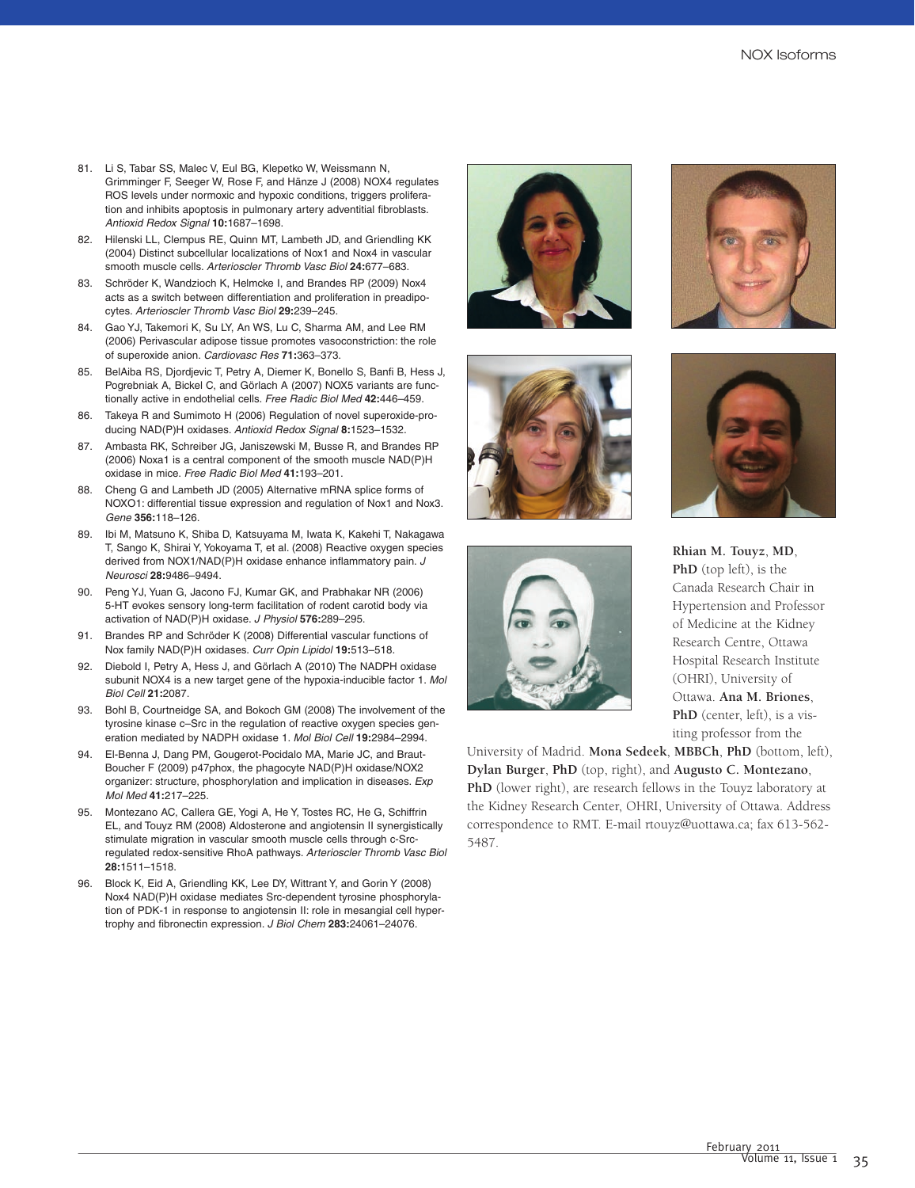81. Li S, Tabar SS, Malec V, Eul BG, Klepetko W, Weissmann N, Grimminger F, Seeger W, Rose F, and Hänze J (2008) NOX4 regulates ROS levels under normoxic and hypoxic conditions, triggers proliferation and inhibits apoptosis in pulmonary artery adventitial fibroblasts. *Antioxid Redox Signal* **10:**1687–1698.
82. Hilenski LL, Clempus RE, Quinn MT, Lambeth JD, and Griendling KK (2004) Distinct subcellular localizations of Nox1 and Nox4 in vascular smooth muscle cells. *Arterioscler Thromb Vasc Biol* **24:**677–683.
83. Schröder K, Wandzioch K, Helmcke I, and Brandes RP (2009) Nox4 acts as a switch between differentiation and proliferation in preadipocytes. *Arterioscler Thromb Vasc Biol* **29:**239–245.
84. Gao YJ, Takemori K, Su LY, An WS, Lu C, Sharma AM, and Lee RM (2006) Perivascular adipose tissue promotes vasoconstriction: the role of superoxide anion. *Cardiovasc Res* **71:**363–373.
85. BelAiba RS, Djordjevic T, Petry A, Diemer K, Bonello S, Banfi B, Hess J, Pogrebniak A, Bickel C, and Görlach A (2007) NOX5 variants are functionally active in endothelial cells. *Free Radic Biol Med* **42:**446–459.
86. Takeya R and Sumimoto H (2006) Regulation of novel superoxide-producing NAD(P)H oxidases. *Antioxid Redox Signal* **8:**1523–1532.
87. Ambasta RK, Schreiber JG, Janiszewski M, Busse R, and Brandes RP (2006) Noxa1 is a central component of the smooth muscle NAD(P)H oxidase in mice. *Free Radic Biol Med* **41:**193–201.
88. Cheng G and Lambeth JD (2005) Alternative mRNA splice forms of NOXO1: differential tissue expression and regulation of Nox1 and Nox3. *Gene* **356:**118–126.
89. Ibi M, Matsuno K, Shiba D, Katsuyama M, Iwata K, Kakehi T, Nakagawa T, Sango K, Shirai Y, Yokoyama T, et al. (2008) Reactive oxygen species derived from NOX1/NAD(P)H oxidase enhance inflammatory pain. *J Neurosci* **28:**9486–9494.
90. Peng YJ, Yuan G, Jacono FJ, Kumar GK, and Prabhakar NR (2006) 5-HT evokes sensory long-term facilitation of rodent carotid body via activation of NAD(P)H oxidase. *J Physiol* **576:**289–295.
91. Brandes RP and Schröder K (2008) Differential vascular functions of Nox family NAD(P)H oxidases. *Curr Opin Lipidol* **19:**513–518.
92. Diebold I, Petry A, Hess J, and Görlach A (2010) The NADPH oxidase subunit NOX4 is a new target gene of the hypoxia-inducible factor 1. *Mol Biol Cell* **21:**2087.
93. Bohl B, Courtneidge SA, and Bokoch GM (2008) The involvement of the tyrosine kinase c–Src in the regulation of reactive oxygen species generation mediated by NADPH oxidase 1. *Mol Biol Cell* **19:**2984–2994.
94. El-Benna J, Dang PM, Gougerot-Pocidalo MA, Marie JC, and Braut-Boucher F (2009) p47phox, the phagocyte NAD(P)H oxidase/NOX2 organizer: structure, phosphorylation and implication in diseases. *Exp Mol Med* **41:**217–225.
95. Montezano AC, Callera GE, Yogi A, He Y, Tostes RC, He G, Schiffrin EL, and Touyz RM (2008) Aldosterone and angiotensin II synergistically stimulate migration in vascular smooth muscle cells through c-Src-regulated redox-sensitive RhoA pathways. *Arterioscler Thromb Vasc Biol* **28:**1511–1518.
96. Block K, Eid A, Griendling KK, Lee DY, Wittrant Y, and Gorin Y (2008) Nox4 NAD(P)H oxidase mediates Src-dependent tyrosine phosphorylation of PDK-1 in response to angiotensin II: role in mesangial cell hypertrophy and fibronectin expression. *J Biol Chem* **283:**24061–24076.

**Rhian M. Touyz**, **MD**, **PhD** (top left), is the Canada Research Chair in Hypertension and Professor of Medicine at the Kidney Research Centre, Ottawa Hospital Research Institute (OHRI), University of Ottawa. **Ana M. Briones**, **PhD** (center, left), is a visiting professor from the University of Madrid. **Mona Sedeek**, **MBBCh**, **PhD** (bottom, left), **Dylan Burger**, **PhD** (top, right), and **Augusto C. Montezano**, **PhD** (lower right), are research fellows in the Touyz laboratory at the Kidney Research Center, OHRI, University of Ottawa. Address correspondence to RMT. E-mail rtouyz@uottawa.ca; fax 613-562-5487.